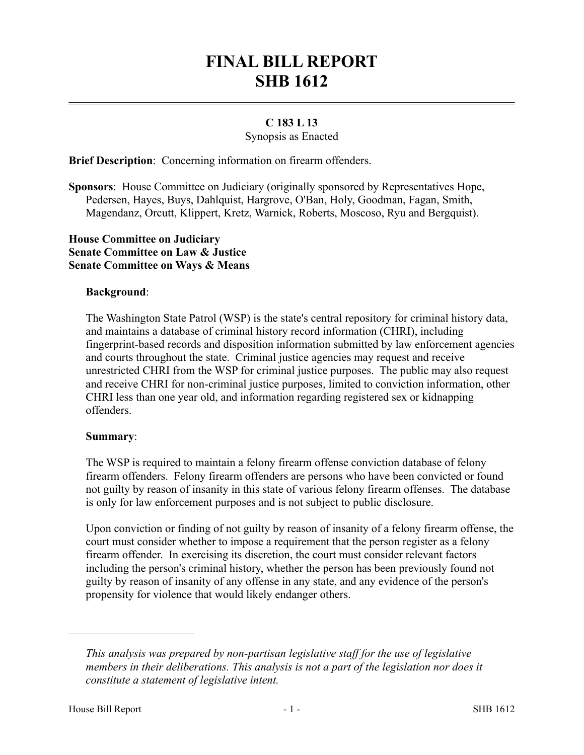# FINAL BILL REPORT
# SHB 1612

**C 183 L 13**

Synopsis as Enacted

**Brief Description**: Concerning information on firearm offenders.

**Sponsors**: House Committee on Judiciary (originally sponsored by Representatives Hope, Pedersen, Hayes, Buys, Dahlquist, Hargrove, O'Ban, Holy, Goodman, Fagan, Smith, Magendanz, Orcutt, Klippert, Kretz, Warnick, Roberts, Moscoso, Ryu and Bergquist).

**House Committee on Judiciary**
**Senate Committee on Law & Justice**
**Senate Committee on Ways & Means**

**Background**:

The Washington State Patrol (WSP) is the state's central repository for criminal history data, and maintains a database of criminal history record information (CHRI), including fingerprint-based records and disposition information submitted by law enforcement agencies and courts throughout the state. Criminal justice agencies may request and receive unrestricted CHRI from the WSP for criminal justice purposes. The public may also request and receive CHRI for non-criminal justice purposes, limited to conviction information, other CHRI less than one year old, and information regarding registered sex or kidnapping offenders.

**Summary**:

The WSP is required to maintain a felony firearm offense conviction database of felony firearm offenders. Felony firearm offenders are persons who have been convicted or found not guilty by reason of insanity in this state of various felony firearm offenses. The database is only for law enforcement purposes and is not subject to public disclosure.

Upon conviction or finding of not guilty by reason of insanity of a felony firearm offense, the court must consider whether to impose a requirement that the person register as a felony firearm offender. In exercising its discretion, the court must consider relevant factors including the person's criminal history, whether the person has been previously found not guilty by reason of insanity of any offense in any state, and any evidence of the person's propensity for violence that would likely endanger others.

---

*This analysis was prepared by non-partisan legislative staff for the use of legislative members in their deliberations. This analysis is not a part of the legislation nor does it constitute a statement of legislative intent.*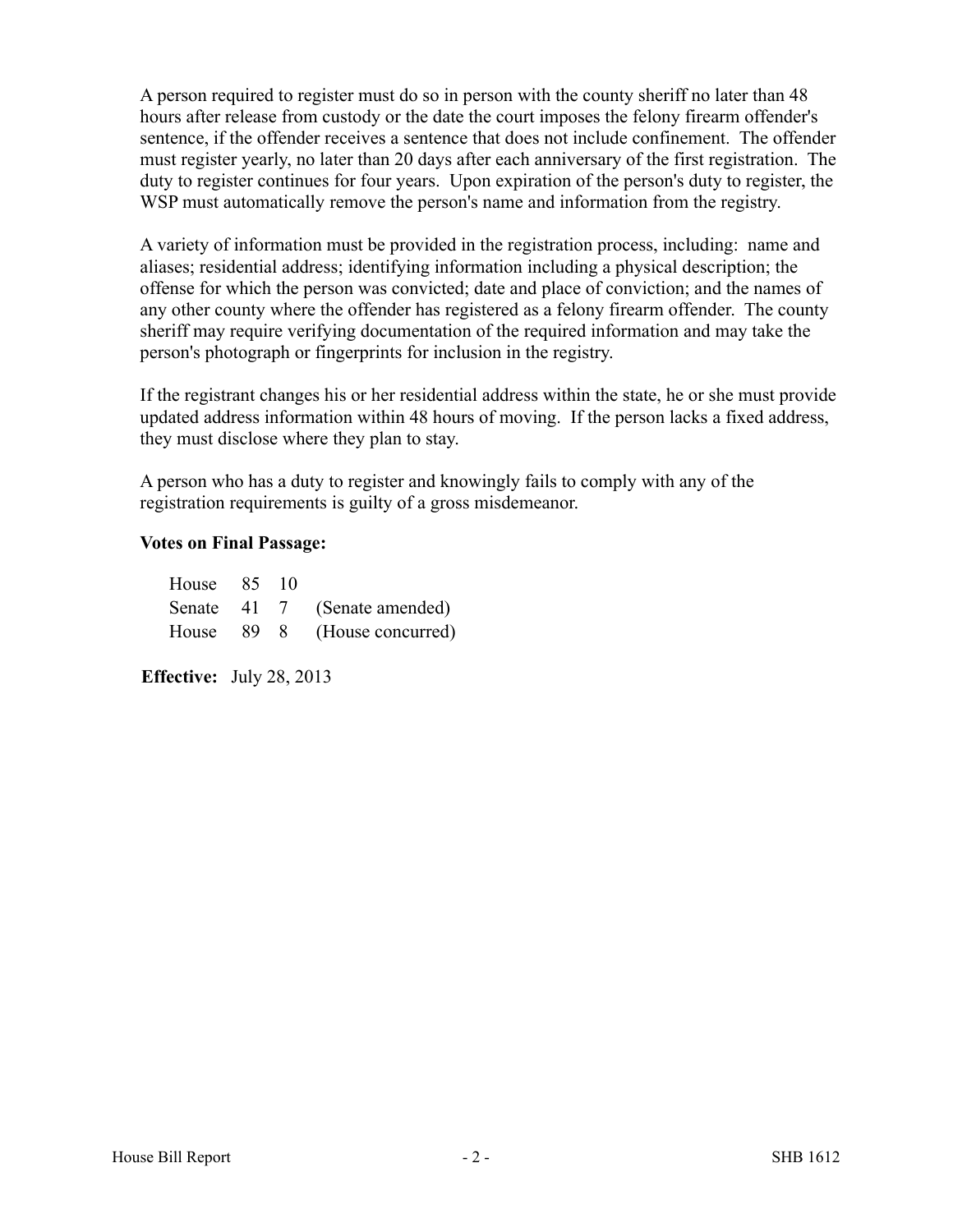A person required to register must do so in person with the county sheriff no later than 48 hours after release from custody or the date the court imposes the felony firearm offender's sentence, if the offender receives a sentence that does not include confinement. The offender must register yearly, no later than 20 days after each anniversary of the first registration. The duty to register continues for four years. Upon expiration of the person's duty to register, the WSP must automatically remove the person's name and information from the registry.

A variety of information must be provided in the registration process, including: name and aliases; residential address; identifying information including a physical description; the offense for which the person was convicted; date and place of conviction; and the names of any other county where the offender has registered as a felony firearm offender. The county sheriff may require verifying documentation of the required information and may take the person's photograph or fingerprints for inclusion in the registry.

If the registrant changes his or her residential address within the state, he or she must provide updated address information within 48 hours of moving. If the person lacks a fixed address, they must disclose where they plan to stay.

A person who has a duty to register and knowingly fails to comply with any of the registration requirements is guilty of a gross misdemeanor.

**Votes on Final Passage:**

| | | | |
|---|---|---|---|
| House | 85 | 10 | |
| Senate | 41 | 7 | (Senate amended) |
| House | 89 | 8 | (House concurred) |

**Effective:** July 28, 2013